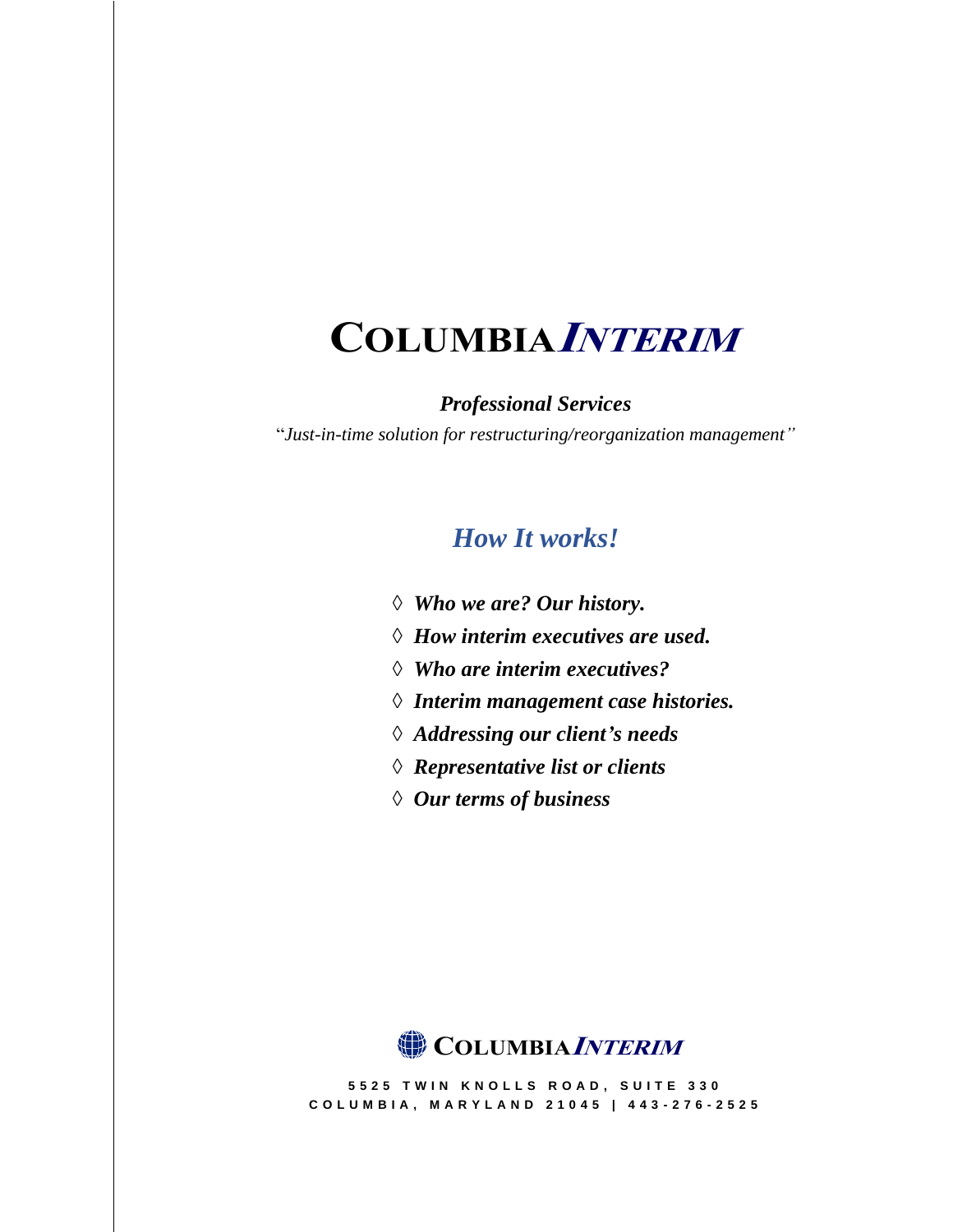# COLUMBIA *INTERIM*

***Professional Services***

"*Just-in-time solution for restructuring/reorganization management*"

## *How It works!*

- ◊ ***Who we are? Our history.***
- ◊ ***How interim executives are used.***
- ◊ ***Who are interim executives?***
- ◊ ***Interim management case histories.***
- ◊ ***Addressing our client's needs***
- ◊ ***Representative list or clients***
- ◊ ***Our terms of business***

**COLUMBIA*INTERIM***

5525 TWIN KNOLLS ROAD, SUITE 330
COLUMBIA, MARYLAND 21045 | 443-276-2525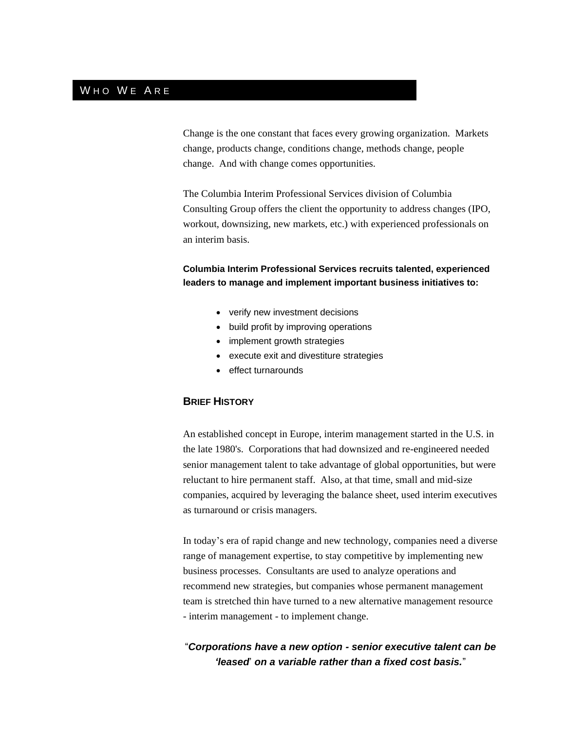# Who We Are

Change is the one constant that faces every growing organization. Markets change, products change, conditions change, methods change, people change. And with change comes opportunities.

The Columbia Interim Professional Services division of Columbia Consulting Group offers the client the opportunity to address changes (IPO, workout, downsizing, new markets, etc.) with experienced professionals on an interim basis.

**Columbia Interim Professional Services recruits talented, experienced leaders to manage and implement important business initiatives to:**

- verify new investment decisions
- build profit by improving operations
- implement growth strategies
- execute exit and divestiture strategies
- effect turnarounds

## Brief History

An established concept in Europe, interim management started in the U.S. in the late 1980's. Corporations that had downsized and re-engineered needed senior management talent to take advantage of global opportunities, but were reluctant to hire permanent staff. Also, at that time, small and mid-size companies, acquired by leveraging the balance sheet, used interim executives as turnaround or crisis managers.

In today's era of rapid change and new technology, companies need a diverse range of management expertise, to stay competitive by implementing new business processes. Consultants are used to analyze operations and recommend new strategies, but companies whose permanent management team is stretched thin have turned to a new alternative management resource - interim management - to implement change.

"***Corporations have a new option - senior executive talent can be 'leased' on a variable rather than a fixed cost basis.***"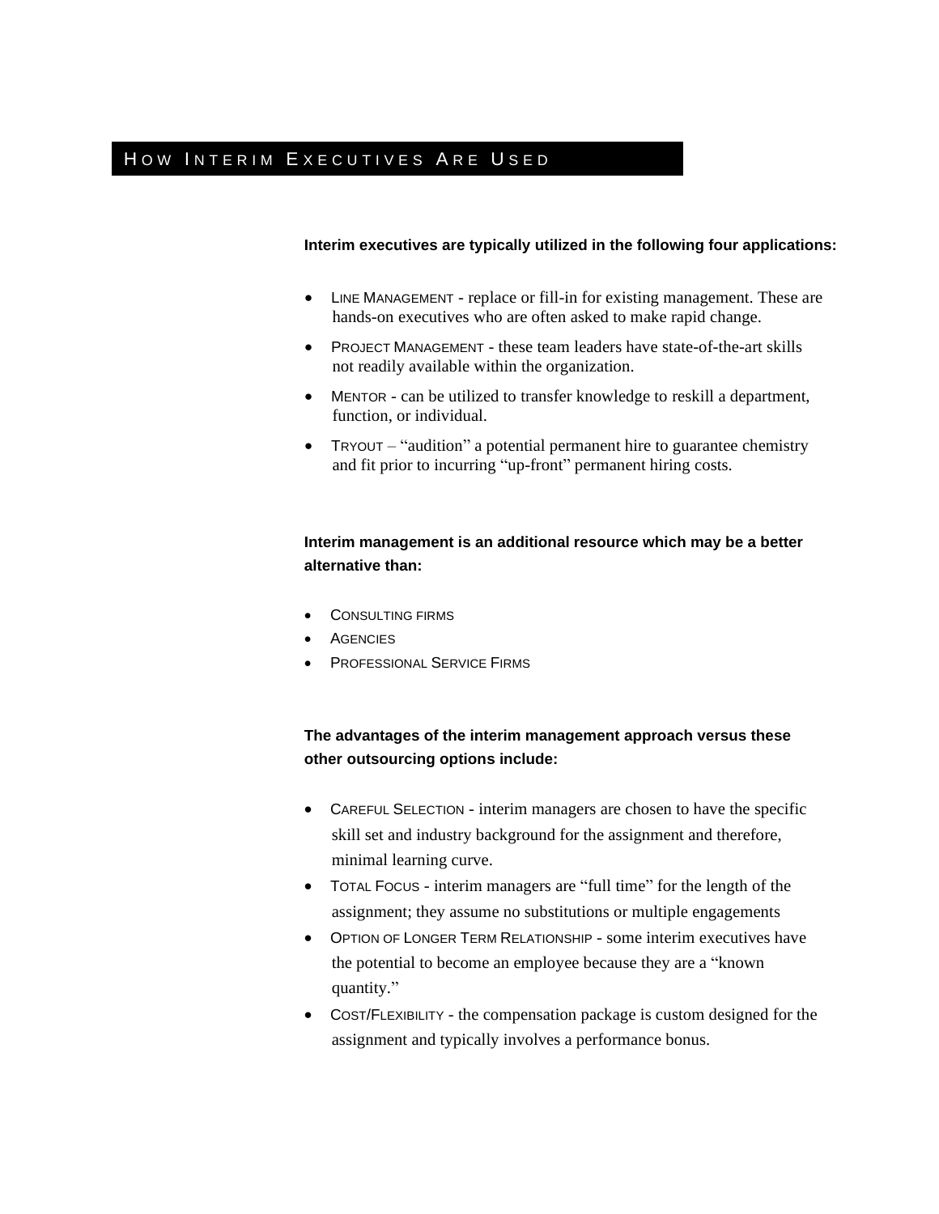## HOW INTERIM EXECUTIVES ARE USED

**Interim executives are typically utilized in the following four applications:**

- LINE MANAGEMENT - replace or fill-in for existing management. These are hands-on executives who are often asked to make rapid change.
- PROJECT MANAGEMENT - these team leaders have state-of-the-art skills not readily available within the organization.
- MENTOR - can be utilized to transfer knowledge to reskill a department, function, or individual.
- TRYOUT – "audition" a potential permanent hire to guarantee chemistry and fit prior to incurring "up-front" permanent hiring costs.

**Interim management is an additional resource which may be a better alternative than:**

- CONSULTING FIRMS
- AGENCIES
- PROFESSIONAL SERVICE FIRMS

**The advantages of the interim management approach versus these other outsourcing options include:**

- CAREFUL SELECTION - interim managers are chosen to have the specific skill set and industry background for the assignment and therefore, minimal learning curve.
- TOTAL FOCUS - interim managers are "full time" for the length of the assignment; they assume no substitutions or multiple engagements
- OPTION OF LONGER TERM RELATIONSHIP - some interim executives have the potential to become an employee because they are a "known quantity."
- COST/FLEXIBILITY - the compensation package is custom designed for the assignment and typically involves a performance bonus.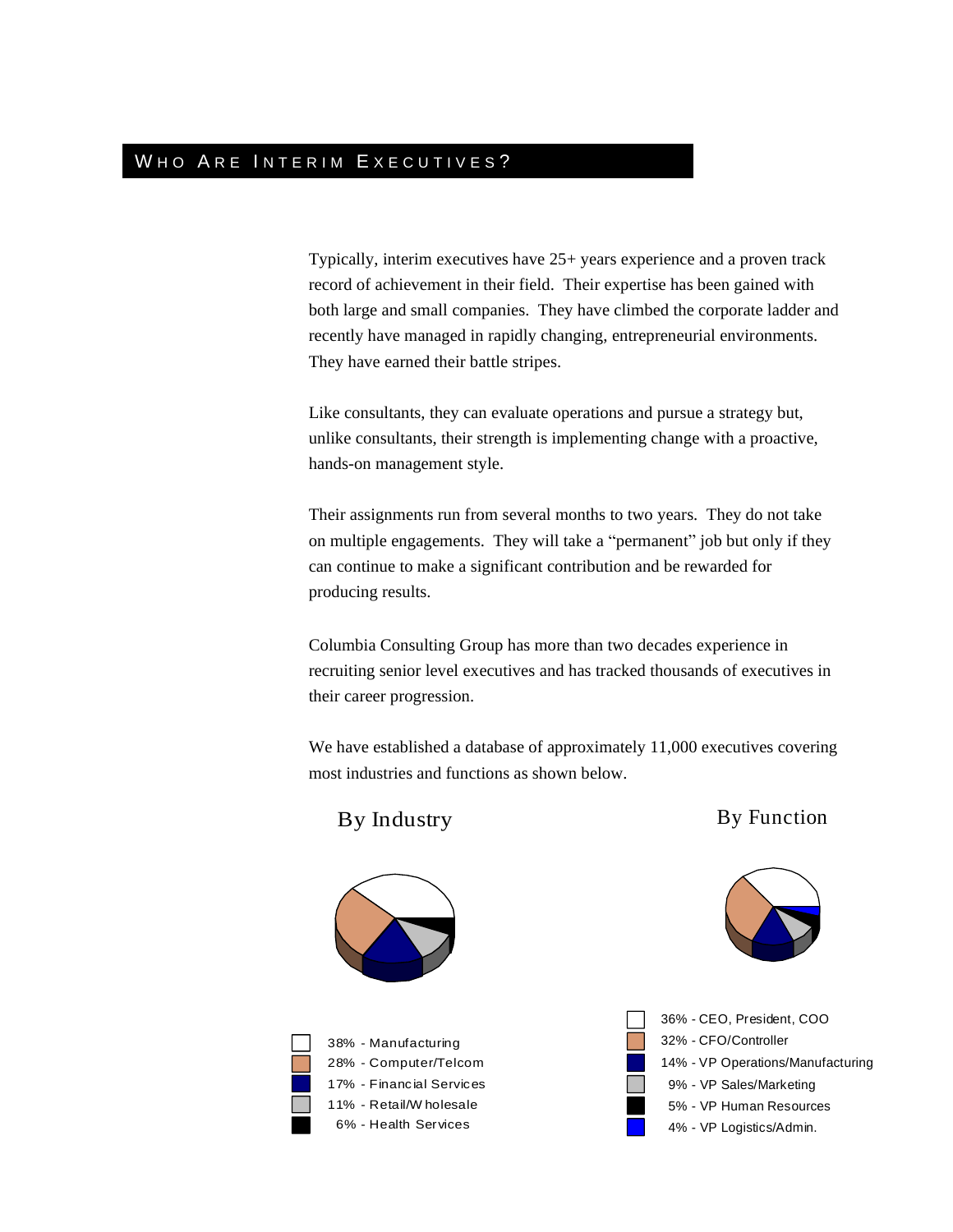## Who Are Interim Executives?

Typically, interim executives have 25+ years experience and a proven track record of achievement in their field. Their expertise has been gained with both large and small companies. They have climbed the corporate ladder and recently have managed in rapidly changing, entrepreneurial environments. They have earned their battle stripes.

Like consultants, they can evaluate operations and pursue a strategy but, unlike consultants, their strength is implementing change with a proactive, hands-on management style.

Their assignments run from several months to two years. They do not take on multiple engagements. They will take a "permanent" job but only if they can continue to make a significant contribution and be rewarded for producing results.

Columbia Consulting Group has more than two decades experience in recruiting senior level executives and has tracked thousands of executives in their career progression.

We have established a database of approximately 11,000 executives covering most industries and functions as shown below.

**By Industry**

- 38% - Manufacturing
- 28% - Computer/Telcom
- 17% - Financial Services
- 11% - Retail/Wholesale
- 6% - Health Services

**By Function**

- 36% - CEO, President, COO
- 32% - CFO/Controller
- 14% - VP Operations/Manufacturing
- 9% - VP Sales/Marketing
- 5% - VP Human Resources
- 4% - VP Logistics/Admin.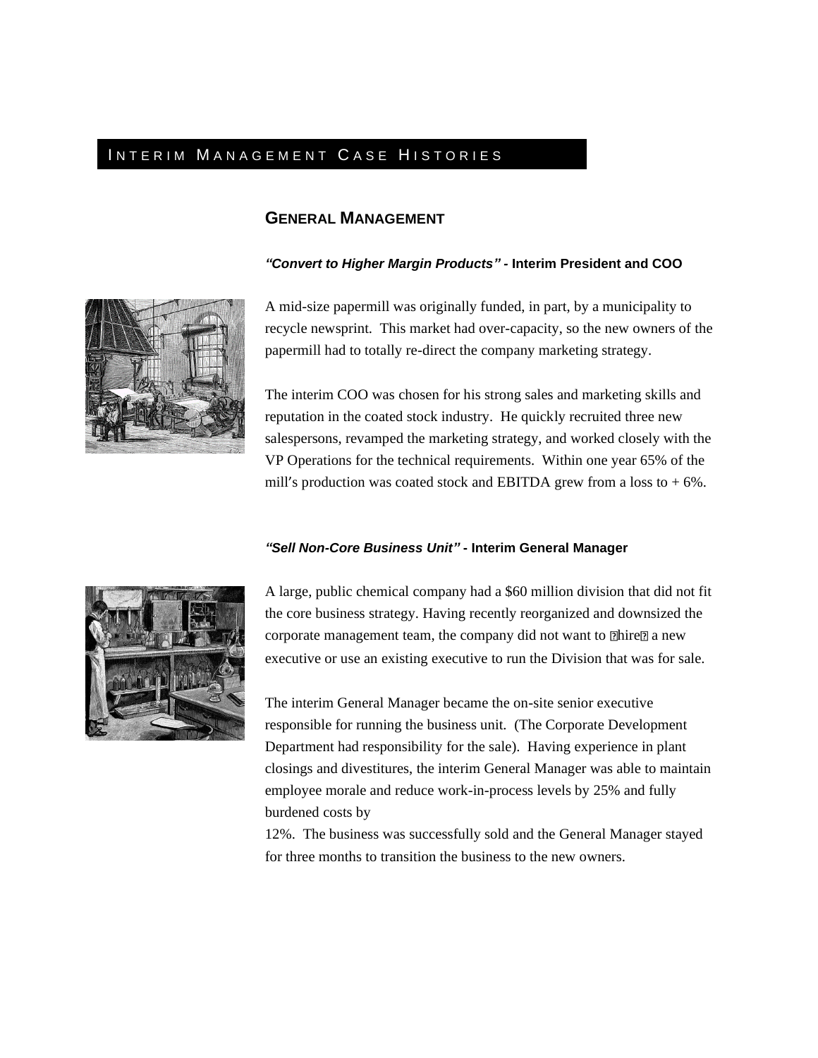# Interim Management Case Histories

## General Management

***"Convert to Higher Margin Products"* - Interim President and COO**

A mid-size papermill was originally funded, in part, by a municipality to recycle newsprint. This market had over-capacity, so the new owners of the papermill had to totally re-direct the company marketing strategy.

The interim COO was chosen for his strong sales and marketing skills and reputation in the coated stock industry. He quickly recruited three new salespersons, revamped the marketing strategy, and worked closely with the VP Operations for the technical requirements. Within one year 65% of the mill's production was coated stock and EBITDA grew from a loss to + 6%.

***"Sell Non-Core Business Unit"* - Interim General Manager**

A large, public chemical company had a $60 million division that did not fit the core business strategy. Having recently reorganized and downsized the corporate management team, the company did not want to "hire" a new executive or use an existing executive to run the Division that was for sale.

The interim General Manager became the on-site senior executive responsible for running the business unit. (The Corporate Development Department had responsibility for the sale). Having experience in plant closings and divestitures, the interim General Manager was able to maintain employee morale and reduce work-in-process levels by 25% and fully burdened costs by 12%. The business was successfully sold and the General Manager stayed for three months to transition the business to the new owners.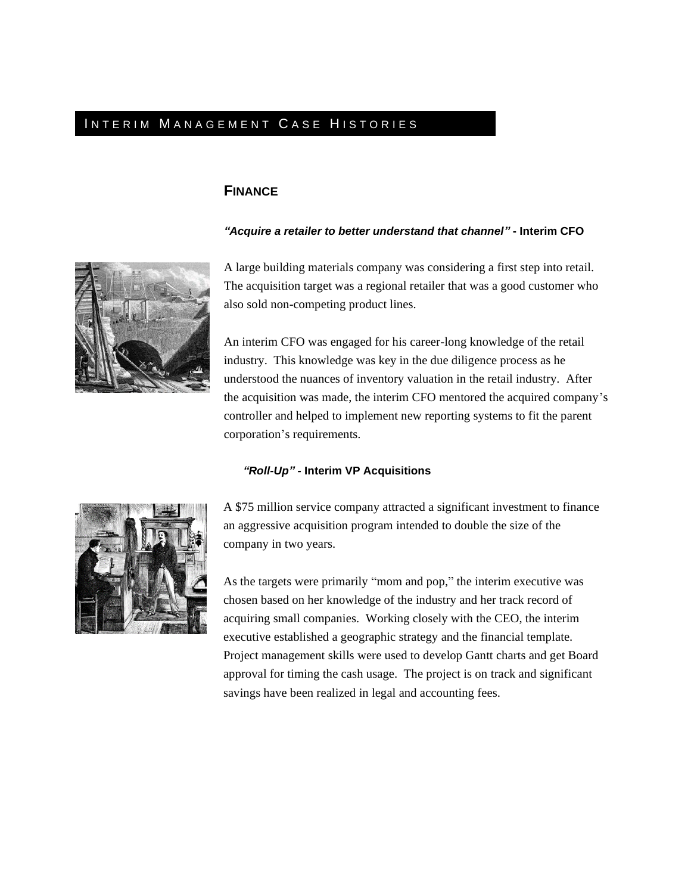# Interim Management Case Histories

## Finance

***"Acquire a retailer to better understand that channel"* - Interim CFO**

A large building materials company was considering a first step into retail. The acquisition target was a regional retailer that was a good customer who also sold non-competing product lines.

An interim CFO was engaged for his career-long knowledge of the retail industry. This knowledge was key in the due diligence process as he understood the nuances of inventory valuation in the retail industry. After the acquisition was made, the interim CFO mentored the acquired company's controller and helped to implement new reporting systems to fit the parent corporation's requirements.

***"Roll-Up"* - Interim VP Acquisitions**

A $75 million service company attracted a significant investment to finance an aggressive acquisition program intended to double the size of the company in two years.

As the targets were primarily "mom and pop," the interim executive was chosen based on her knowledge of the industry and her track record of acquiring small companies. Working closely with the CEO, the interim executive established a geographic strategy and the financial template. Project management skills were used to develop Gantt charts and get Board approval for timing the cash usage. The project is on track and significant savings have been realized in legal and accounting fees.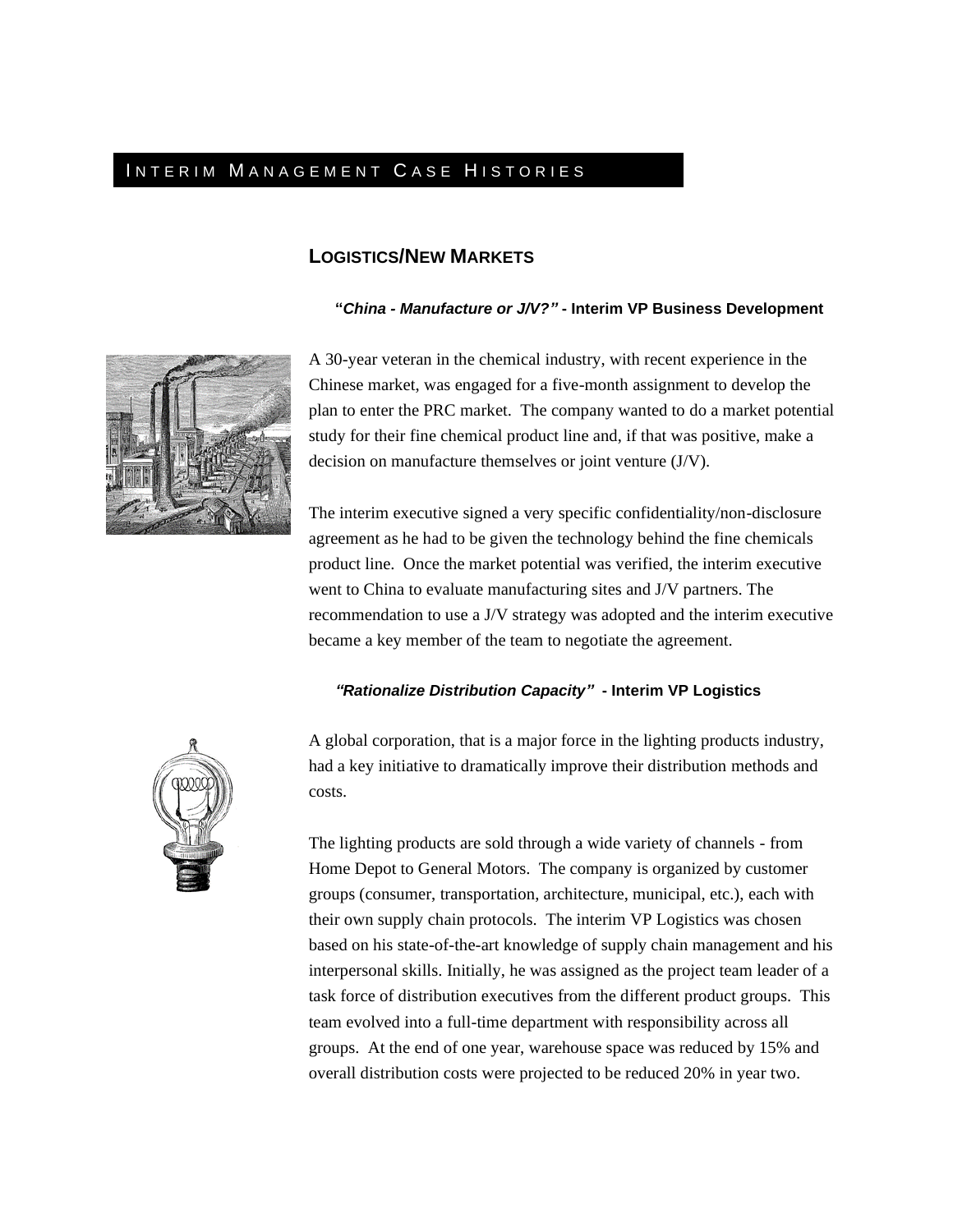# INTERIM MANAGEMENT CASE HISTORIES

## LOGISTICS/NEW MARKETS

### "*China - Manufacture or J/V?*" - Interim VP Business Development

A 30-year veteran in the chemical industry, with recent experience in the Chinese market, was engaged for a five-month assignment to develop the plan to enter the PRC market. The company wanted to do a market potential study for their fine chemical product line and, if that was positive, make a decision on manufacture themselves or joint venture (J/V).

The interim executive signed a very specific confidentiality/non-disclosure agreement as he had to be given the technology behind the fine chemicals product line. Once the market potential was verified, the interim executive went to China to evaluate manufacturing sites and J/V partners. The recommendation to use a J/V strategy was adopted and the interim executive became a key member of the team to negotiate the agreement.

### *"Rationalize Distribution Capacity"* - Interim VP Logistics

A global corporation, that is a major force in the lighting products industry, had a key initiative to dramatically improve their distribution methods and costs.

The lighting products are sold through a wide variety of channels - from Home Depot to General Motors. The company is organized by customer groups (consumer, transportation, architecture, municipal, etc.), each with their own supply chain protocols. The interim VP Logistics was chosen based on his state-of-the-art knowledge of supply chain management and his interpersonal skills. Initially, he was assigned as the project team leader of a task force of distribution executives from the different product groups. This team evolved into a full-time department with responsibility across all groups. At the end of one year, warehouse space was reduced by 15% and overall distribution costs were projected to be reduced 20% in year two.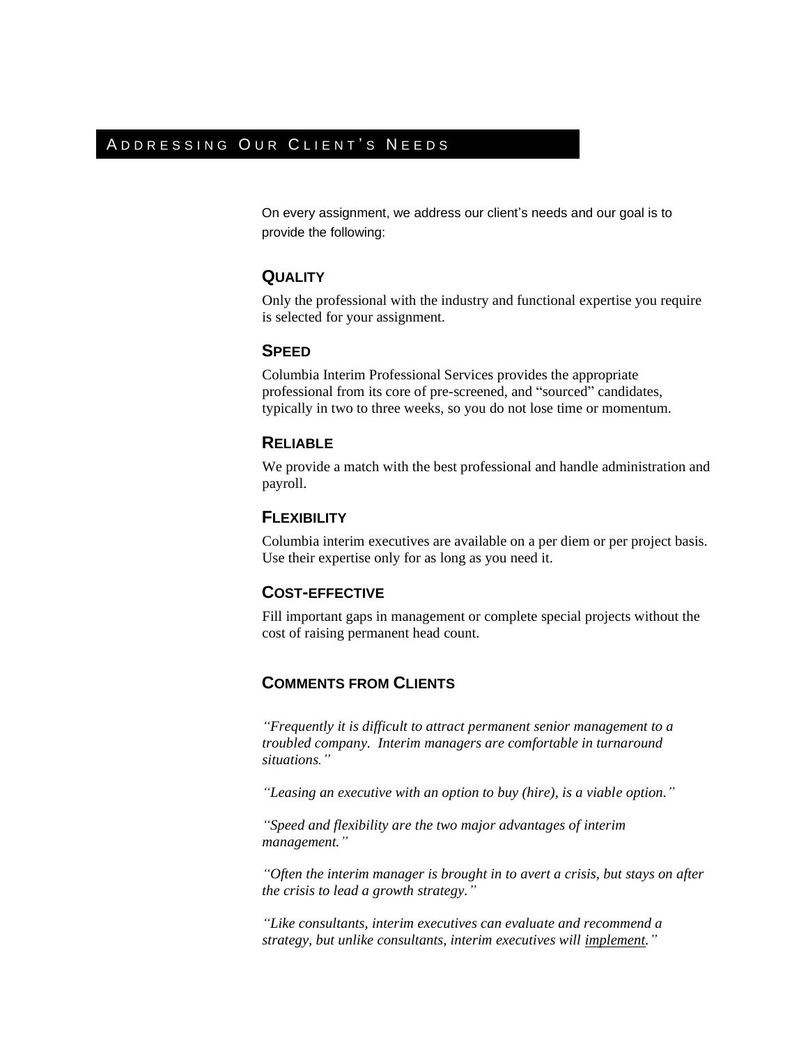# Addressing Our Client's Needs

On every assignment, we address our client's needs and our goal is to provide the following:

### Quality

Only the professional with the industry and functional expertise you require is selected for your assignment.

### Speed

Columbia Interim Professional Services provides the appropriate professional from its core of pre-screened, and "sourced" candidates, typically in two to three weeks, so you do not lose time or momentum.

### Reliable

We provide a match with the best professional and handle administration and payroll.

### Flexibility

Columbia interim executives are available on a per diem or per project basis. Use their expertise only for as long as you need it.

### Cost-effective

Fill important gaps in management or complete special projects without the cost of raising permanent head count.

### Comments from Clients

*"Frequently it is difficult to attract permanent senior management to a troubled company. Interim managers are comfortable in turnaround situations."*

*"Leasing an executive with an option to buy (hire), is a viable option."*

*"Speed and flexibility are the two major advantages of interim management."*

*"Often the interim manager is brought in to avert a crisis, but stays on after the crisis to lead a growth strategy."*

*"Like consultants, interim executives can evaluate and recommend a strategy, but unlike consultants, interim executives will <u>implement</u>."*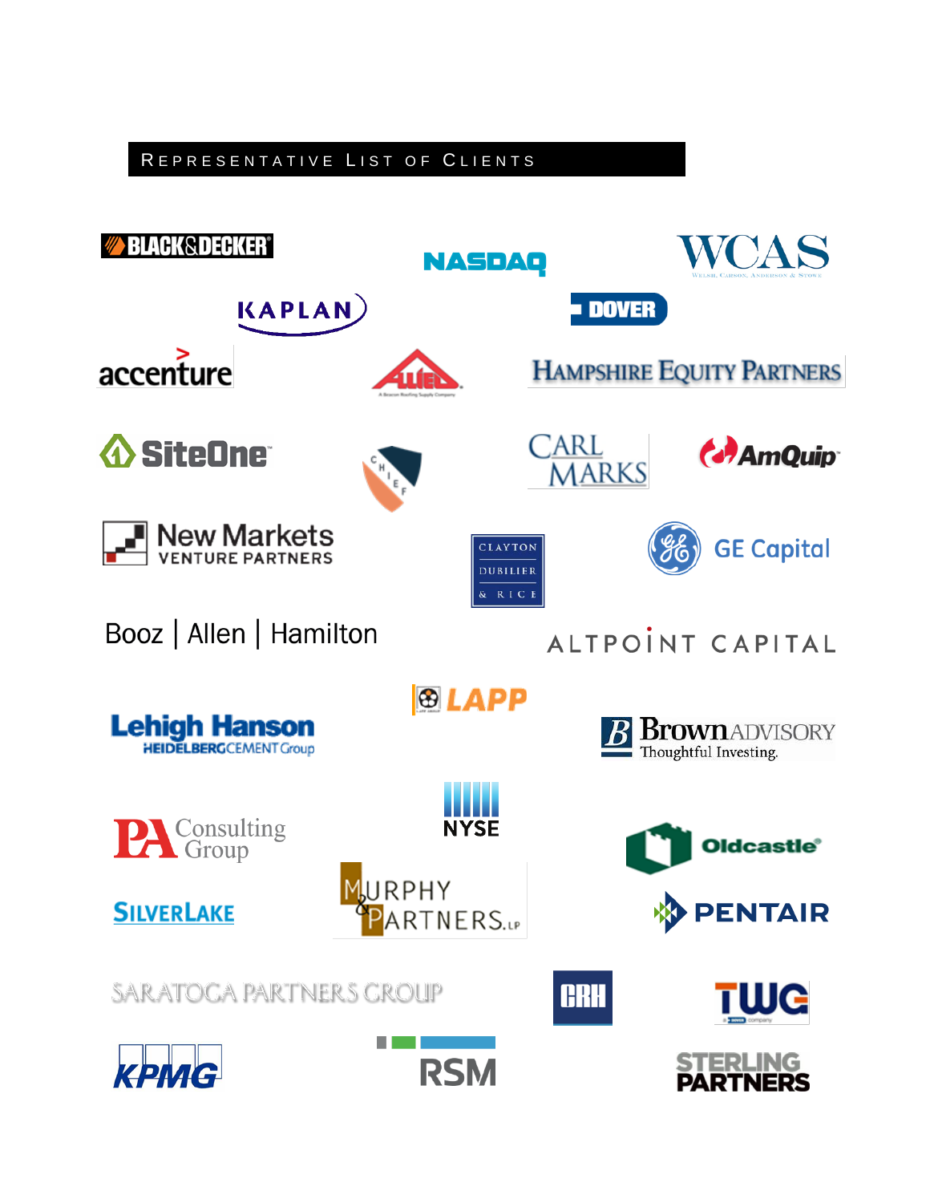## Representative List of Clients

- Black & Decker
- NASDAQ
- WCAS — Welsh, Carson, Anderson & Stowe
- Kaplan
- Dover
- Accenture
- Allied — A Beacon Roofing Supply Company
- Hampshire Equity Partners
- SiteOne
- Chief
- Carl Marks
- AmQuip
- New Markets Venture Partners
- Clayton Dubilier & Rice
- GE Capital
- Booz | Allen | Hamilton
- Altpoint Capital
- LAPP
- Lehigh Hanson — HeidelbergCement Group
- Brown Advisory — Thoughtful Investing.
- PA Consulting Group
- NYSE
- Oldcastle
- Silverlake
- Murphy & Partners, LP
- Pentair
- Saratoga Partners Group
- CRH
- TWG
- KPMG
- RSM
- Sterling Partners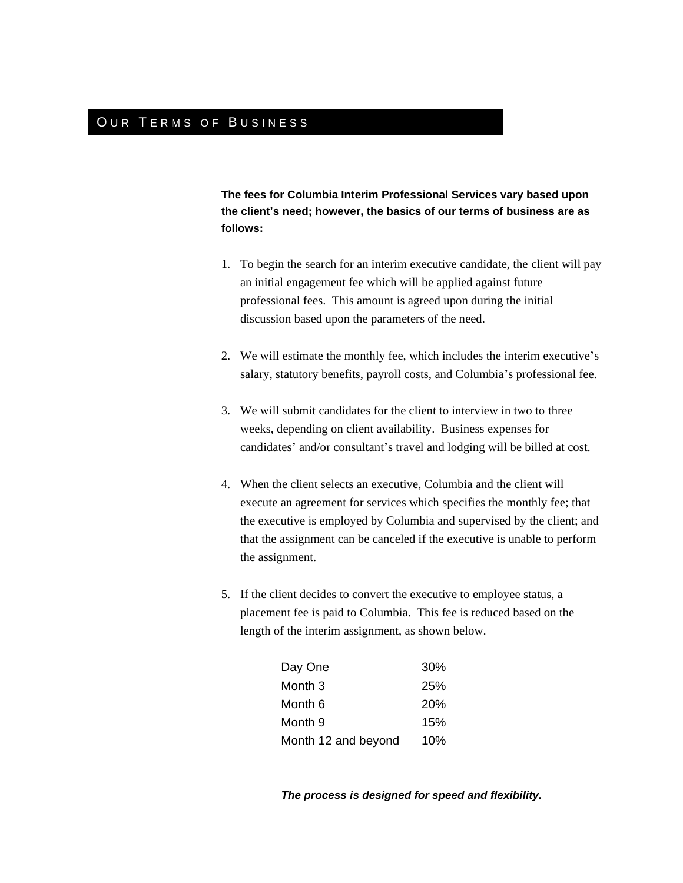## Our Terms of Business

**The fees for Columbia Interim Professional Services vary based upon the client's need; however, the basics of our terms of business are as follows:**

1. To begin the search for an interim executive candidate, the client will pay an initial engagement fee which will be applied against future professional fees. This amount is agreed upon during the initial discussion based upon the parameters of the need.

2. We will estimate the monthly fee, which includes the interim executive's salary, statutory benefits, payroll costs, and Columbia's professional fee.

3. We will submit candidates for the client to interview in two to three weeks, depending on client availability. Business expenses for candidates' and/or consultant's travel and lodging will be billed at cost.

4. When the client selects an executive, Columbia and the client will execute an agreement for services which specifies the monthly fee; that the executive is employed by Columbia and supervised by the client; and that the assignment can be canceled if the executive is unable to perform the assignment.

5. If the client decides to convert the executive to employee status, a placement fee is paid to Columbia. This fee is reduced based on the length of the interim assignment, as shown below.

| | |
|---|---|
| Day One | 30% |
| Month 3 | 25% |
| Month 6 | 20% |
| Month 9 | 15% |
| Month 12 and beyond | 10% |

***The process is designed for speed and flexibility.***